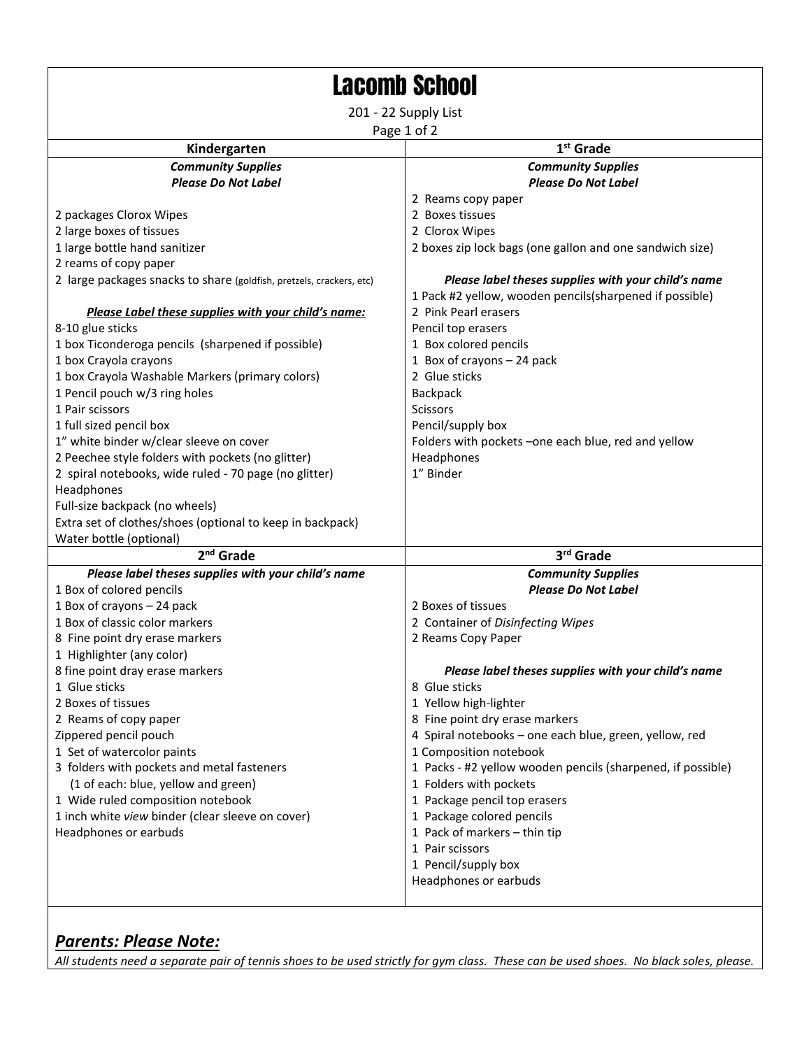# Lacomb School

201 - 22 Supply List

## Kindergarten

***Community Supplies***
***Please Do Not Label***

2 packages Clorox Wipes
2 large boxes of tissues
1 large bottle hand sanitizer
2 reams of copy paper
2 large packages snacks to share (goldfish, pretzels, crackers, etc)

***<u>Please Label these supplies with your child's name:</u>***

8-10 glue sticks
1 box Ticonderoga pencils (sharpened if possible)
1 box Crayola crayons
1 box Crayola Washable Markers (primary colors)
1 Pencil pouch w/3 ring holes
1 Pair scissors
1 full sized pencil box
1" white binder w/clear sleeve on cover
2 Peechee style folders with pockets (no glitter)
2 spiral notebooks, wide ruled - 70 page (no glitter)
Headphones
Full-size backpack (no wheels)
Extra set of clothes/shoes (optional to keep in backpack)
Water bottle (optional)

## 1st Grade

***Community Supplies***
***Please Do Not Label***

2 Reams copy paper
2 Boxes tissues
2 Clorox Wipes
2 boxes zip lock bags (one gallon and one sandwich size)

***Please label theses supplies with your child's name***

1 Pack #2 yellow, wooden pencils(sharpened if possible)
2 Pink Pearl erasers
Pencil top erasers
1 Box colored pencils
1 Box of crayons – 24 pack
2 Glue sticks
Backpack
Scissors
Pencil/supply box
Folders with pockets –one each blue, red and yellow
Headphones
1" Binder

## 2nd Grade

***Please label theses supplies with your child's name***

1 Box of colored pencils
1 Box of crayons – 24 pack
1 Box of classic color markers
8 Fine point dry erase markers
1 Highlighter (any color)
8 fine point dray erase markers
1 Glue sticks
2 Boxes of tissues
2 Reams of copy paper
Zippered pencil pouch
1 Set of watercolor paints
3 folders with pockets and metal fasteners
(1 of each: blue, yellow and green)
1 Wide ruled composition notebook
1 inch white *view* binder (clear sleeve on cover)
Headphones or earbuds

## 3rd Grade

***Community Supplies***
***Please Do Not Label***

2 Boxes of tissues
2 Container of *Disinfecting Wipes*
2 Reams Copy Paper

***Please label theses supplies with your child's name***

8 Glue sticks
1 Yellow high-lighter
8 Fine point dry erase markers
4 Spiral notebooks – one each blue, green, yellow, red
1 Composition notebook
1 Packs - #2 yellow wooden pencils (sharpened, if possible)
1 Folders with pockets
1 Package pencil top erasers
1 Package colored pencils
1 Pack of markers – thin tip
1 Pair scissors
1 Pencil/supply box
Headphones or earbuds

## ***<u>Parents: Please Note:</u>***

*All students need a separate pair of tennis shoes to be used strictly for gym class. These can be used shoes. No black soles, please.*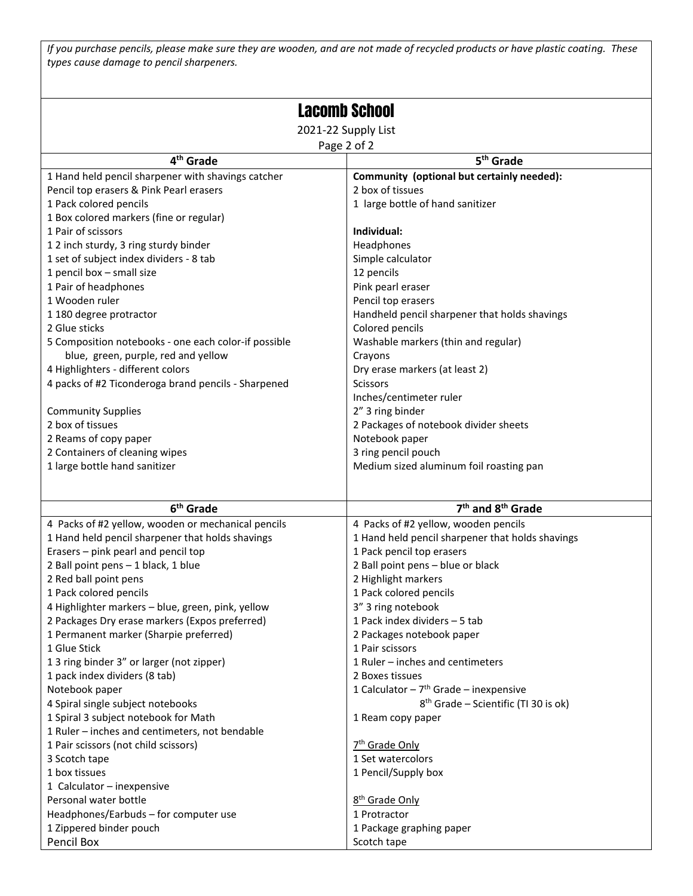*If you purchase pencils, please make sure they are wooden, and are not made of recycled products or have plastic coating. These types cause damage to pencil sharpeners.*

# Lacomb School

2021-22 Supply List

## 4th Grade

1 Hand held pencil sharpener with shavings catcher
Pencil top erasers & Pink Pearl erasers
1 Pack colored pencils
1 Box colored markers (fine or regular)
1 Pair of scissors
1 2 inch sturdy, 3 ring sturdy binder
1 set of subject index dividers - 8 tab
1 pencil box – small size
1 Pair of headphones
1 Wooden ruler
1 180 degree protractor
2 Glue sticks
5 Composition notebooks - one each color-if possible blue, green, purple, red and yellow
4 Highlighters - different colors
4 packs of #2 Ticonderoga brand pencils - Sharpened

Community Supplies
2 box of tissues
2 Reams of copy paper
2 Containers of cleaning wipes
1 large bottle hand sanitizer

## 5th Grade

**Community (optional but certainly needed):**
2 box of tissues
1 large bottle of hand sanitizer

**Individual:**
Headphones
Simple calculator
12 pencils
Pink pearl eraser
Pencil top erasers
Handheld pencil sharpener that holds shavings
Colored pencils
Washable markers (thin and regular)
Crayons
Dry erase markers (at least 2)
Scissors
Inches/centimeter ruler
2" 3 ring binder
2 Packages of notebook divider sheets
Notebook paper
3 ring pencil pouch
Medium sized aluminum foil roasting pan

## 6th Grade

4 Packs of #2 yellow, wooden or mechanical pencils
1 Hand held pencil sharpener that holds shavings
Erasers – pink pearl and pencil top
2 Ball point pens – 1 black, 1 blue
2 Red ball point pens
1 Pack colored pencils
4 Highlighter markers – blue, green, pink, yellow
2 Packages Dry erase markers (Expos preferred)
1 Permanent marker (Sharpie preferred)
1 Glue Stick
1 3 ring binder 3" or larger (not zipper)
1 pack index dividers (8 tab)
Notebook paper
4 Spiral single subject notebooks
1 Spiral 3 subject notebook for Math
1 Ruler – inches and centimeters, not bendable
1 Pair scissors (not child scissors)
3 Scotch tape
1 box tissues
1 Calculator – inexpensive
Personal water bottle
Headphones/Earbuds – for computer use
1 Zippered binder pouch
Pencil Box

## 7th and 8th Grade

4 Packs of #2 yellow, wooden pencils
1 Hand held pencil sharpener that holds shavings
1 Pack pencil top erasers
2 Ball point pens – blue or black
2 Highlight markers
1 Pack colored pencils
3" 3 ring notebook
1 Pack index dividers – 5 tab
2 Packages notebook paper
1 Pair scissors
1 Ruler – inches and centimeters
2 Boxes tissues
1 Calculator – 7th Grade – inexpensive
8th Grade – Scientific (TI 30 is ok)
1 Ream copy paper

7th Grade Only
1 Set watercolors
1 Pencil/Supply box

8th Grade Only
1 Protractor
1 Package graphing paper
Scotch tape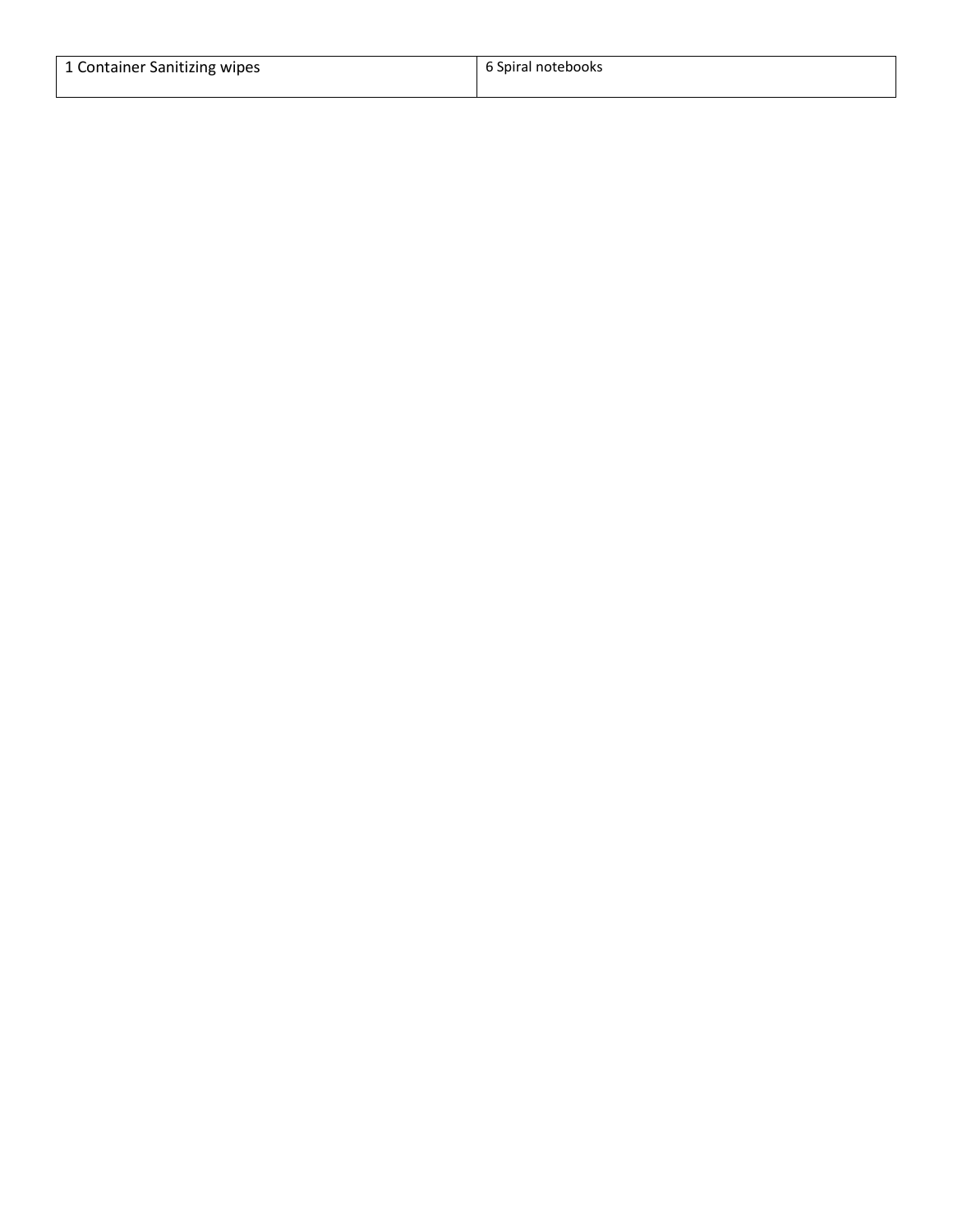| | |
|---|---|
| 1 Container Sanitizing wipes | 6 Spiral notebooks |